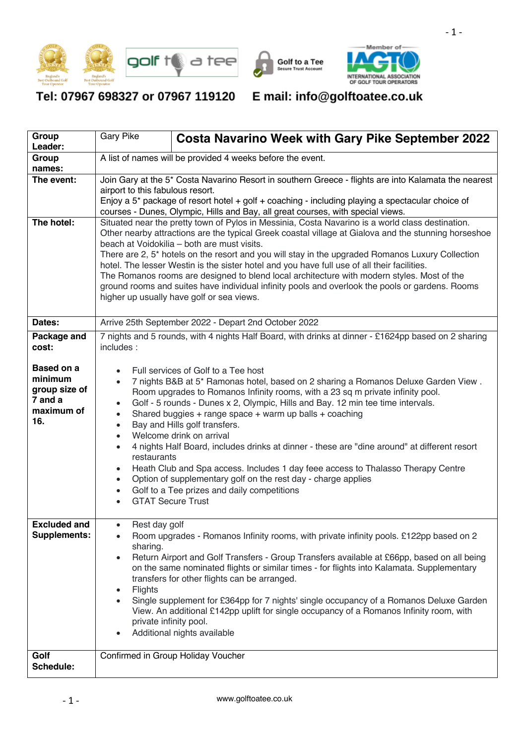Tel: 07967 698327 or 07967 119120 E mail: info@golftoatee.co.uk

| Group Leader: | Gary Pike | **Costa Navarino Week with Gary Pike September 2022** |
|---|---|---|
| **Group names:** | A list of names will be provided 4 weeks before the event. | |
| **The event:** | Join Gary at the 5* Costa Navarino Resort in southern Greece - flights are into Kalamata the nearest airport to this fabulous resort.<br>Enjoy a 5* package of resort hotel + golf + coaching - including playing a spectacular choice of courses - Dunes, Olympic, Hills and Bay, all great courses, with special views. | |
| **The hotel:** | Situated near the pretty town of Pylos in Messinia, Costa Navarino is a world class destination. Other nearby attractions are the typical Greek coastal village at Gialova and the stunning horseshoe beach at Voidokilia – both are must visits.<br>There are 2, 5* hotels on the resort and you will stay in the upgraded Romanos Luxury Collection hotel. The lesser Westin is the sister hotel and you have full use of all their facilities.<br>The Romanos rooms are designed to blend local architecture with modern styles. Most of the ground rooms and suites have individual infinity pools and overlook the pools or gardens. Rooms higher up usually have golf or sea views. | |
| **Dates:** | Arrive 25th September 2022 - Depart 2nd October 2022 | |
| **Package and cost:**<br><br>**Based on a minimum group size of 7 and a maximum of 16.** | 7 nights and 5 rounds, with 4 nights Half Board, with drinks at dinner - £1624pp based on 2 sharing includes :<br><br>• Full services of Golf to a Tee host<br>• 7 nights B&B at 5* Ramonas hotel, based on 2 sharing a Romanos Deluxe Garden View . Room upgrades to Romanos Infinity rooms, with a 23 sq m private infinity pool.<br>• Golf - 5 rounds - Dunes x 2, Olympic, Hills and Bay. 12 min tee time intervals.<br>• Shared buggies + range space + warm up balls + coaching<br>• Bay and Hills golf transfers.<br>• Welcome drink on arrival<br>• 4 nights Half Board, includes drinks at dinner - these are "dine around" at different resort restaurants<br>• Heath Club and Spa access. Includes 1 day feee access to Thalasso Therapy Centre<br>• Option of supplementary golf on the rest day - charge applies<br>• Golf to a Tee prizes and daily competitions<br>• GTAT Secure Trust | |
| **Excluded and Supplements:** | • Rest day golf<br>• Room upgrades - Romanos Infinity rooms, with private infinity pools. £122pp based on 2 sharing.<br>• Return Airport and Golf Transfers - Group Transfers available at £66pp, based on all being on the same nominated flights or similar times - for flights into Kalamata. Supplementary transfers for other flights can be arranged.<br>• Flights<br>• Single supplement for £364pp for 7 nights' single occupancy of a Romanos Deluxe Garden View. An additional £142pp uplift for single occupancy of a Romanos Infinity room, with private infinity pool.<br>• Additional nights available | |
| **Golf Schedule:** | Confirmed in Group Holiday Voucher | |

www.golftoatee.co.uk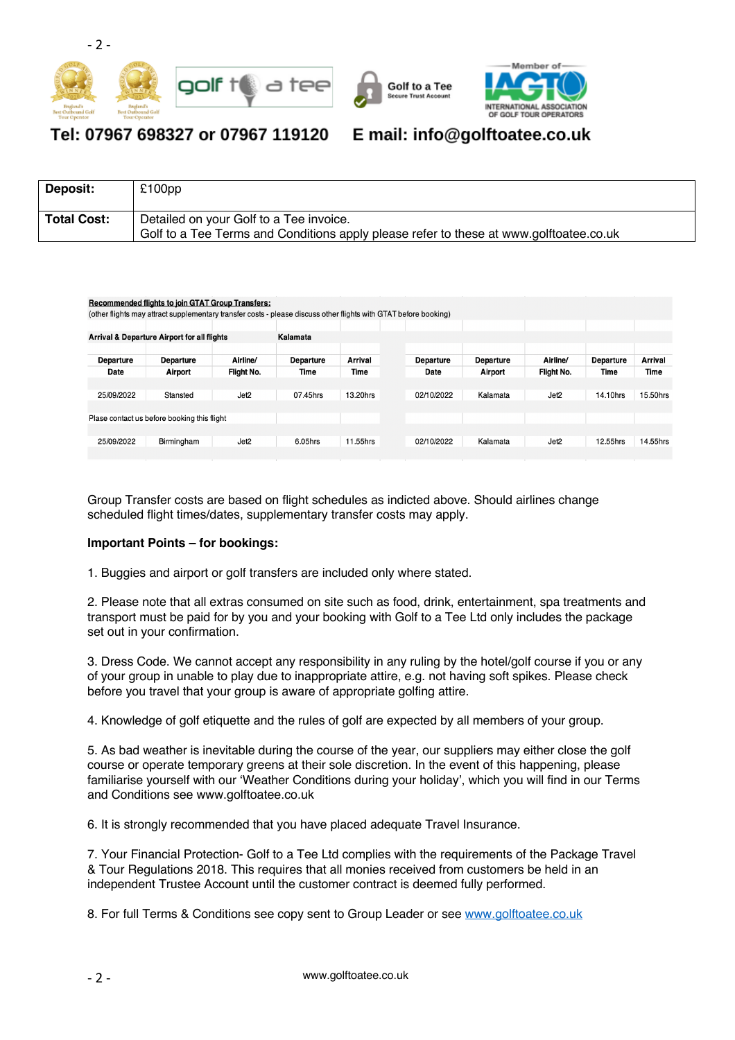Tel: 07967 698327 or 07967 119120 E mail: info@golftoatee.co.uk

| | |
|---|---|
| **Deposit:** | £100pp |
| **Total Cost:** | Detailed on your Golf to a Tee invoice.<br>Golf to a Tee Terms and Conditions apply please refer to these at www.golftoatee.co.uk |

**Recommended flights to join GTAT Group Transfers:**
(other flights may attract supplementary transfer costs - please discuss other flights with GTAT before booking)

**Arrival & Departure Airport for all flights** **Kalamata**

| Departure Date | Departure Airport | Airline/ Flight No. | Departure Time | Arrival Time | Departure Date | Departure Airport | Airline/ Flight No. | Departure Time | Arrival Time |
|---|---|---|---|---|---|---|---|---|---|
| 25/09/2022 | Stansted | Jet2 | 07.45hrs | 13.20hrs | 02/10/2022 | Kalamata | Jet2 | 14.10hrs | 15.50hrs |
| Plase contact us before booking this flight | | | | | | | | | |
| 25/09/2022 | Birmingham | Jet2 | 6.05hrs | 11.55hrs | 02/10/2022 | Kalamata | Jet2 | 12.55hrs | 14.55hrs |

Group Transfer costs are based on flight schedules as indicted above. Should airlines change scheduled flight times/dates, supplementary transfer costs may apply.

**Important Points – for bookings:**

1. Buggies and airport or golf transfers are included only where stated.

2. Please note that all extras consumed on site such as food, drink, entertainment, spa treatments and transport must be paid for by you and your booking with Golf to a Tee Ltd only includes the package set out in your confirmation.

3. Dress Code. We cannot accept any responsibility in any ruling by the hotel/golf course if you or any of your group in unable to play due to inappropriate attire, e.g. not having soft spikes. Please check before you travel that your group is aware of appropriate golfing attire.

4. Knowledge of golf etiquette and the rules of golf are expected by all members of your group.

5. As bad weather is inevitable during the course of the year, our suppliers may either close the golf course or operate temporary greens at their sole discretion. In the event of this happening, please familiarise yourself with our 'Weather Conditions during your holiday', which you will find in our Terms and Conditions see www.golftoatee.co.uk

6. It is strongly recommended that you have placed adequate Travel Insurance.

7. Your Financial Protection- Golf to a Tee Ltd complies with the requirements of the Package Travel & Tour Regulations 2018. This requires that all monies received from customers be held in an independent Trustee Account until the customer contract is deemed fully performed.

8. For full Terms & Conditions see copy sent to Group Leader or see www.golftoatee.co.uk